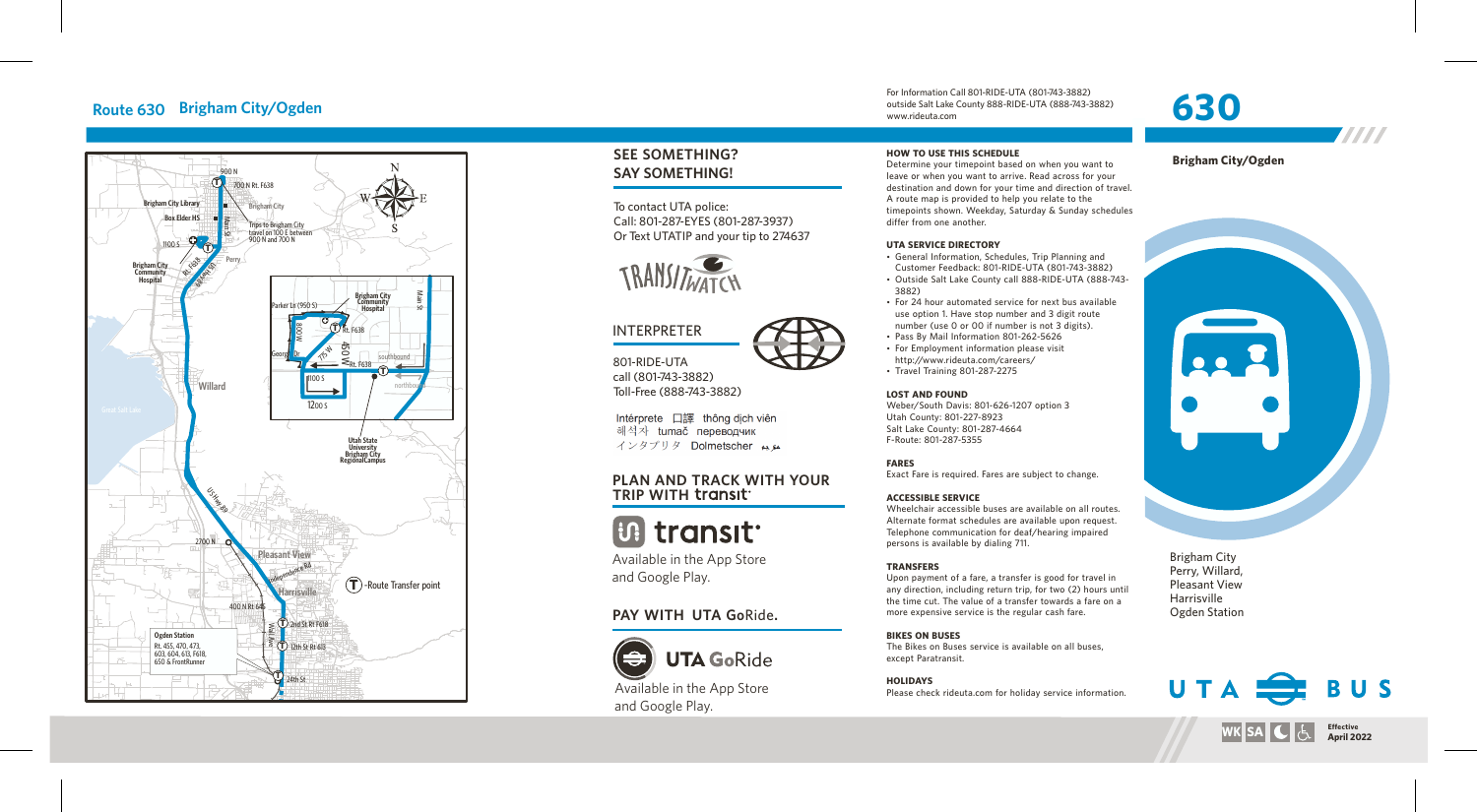# Route 630 Brigham City/Ogden

For Information Call 801-RIDE-UTA (801-743-3882)
outside Salt Lake County 888-RIDE-UTA (888-743-3882)
www.rideuta.com

Brigham City Library
Box Elder HS
Brigham City Community Hospital
900 N
700 N Rt. F638
Brigham City
Trips to Brigham City travel on 100 E between 900 N and 700 N
1100 S
Rt. F638
Perry
Willard
Great Salt Lake
Parker Ln (950 S)
Brigham City Community Hospital
Rt. F638
800 W
George Dr
450 W
775 W
southbound
Rt. F638
1100 S
northbound
1200 S
Main St
Utah State University Brigham City Regional Campus
US Hwy 89
2700 N
Pleasant View
Independence Bl
Harrisville
400 N Rt. 645
2nd St Rt F618
12th St Rt 613
24th St
Wall Ave
Ogden Station
Rt. 455, 470, 473, 603, 604, 613, F618, 650 & FrontRunner
Ⓣ -Route Transfer point

## SEE SOMETHING? SAY SOMETHING!

To contact UTA police:
Call: 801-287-EYES (801-287-3937)
Or Text UTATIP and your tip to 274637

TRANSITWATCH

## INTERPRETER

801-RIDE-UTA
call (801-743-3882)
Toll-Free (888-743-3882)

Intérprete 口譯 thông dịch viên
해석자 tumač переводчик
インタプリタ Dolmetscher مترجم

## PLAN AND TRACK WITH YOUR TRIP WITH transit

transit
Available in the App Store and Google Play.

## PAY WITH UTA GoRide.

UTA GoRide
Available in the App Store and Google Play.

### HOW TO USE THIS SCHEDULE

Determine your timepoint based on when you want to leave or when you want to arrive. Read across for your destination and down for your time and direction of travel. A route map is provided to help you relate to the timepoints shown. Weekday, Saturday & Sunday schedules differ from one another.

### UTA SERVICE DIRECTORY

- General Information, Schedules, Trip Planning and Customer Feedback: 801-RIDE-UTA (801-743-3882)
- Outside Salt Lake County call 888-RIDE-UTA (888-743-3882)
- For 24 hour automated service for next bus available use option 1. Have stop number and 3 digit route number (use 0 or 00 if number is not 3 digits).
- Pass By Mail Information 801-262-5626
- For Employment information please visit http://www.rideuta.com/careers/
- Travel Training 801-287-2275

### LOST AND FOUND

Weber/South Davis: 801-626-1207 option 3
Utah County: 801-227-8923
Salt Lake County: 801-287-4664
F-Route: 801-287-5355

### FARES

Exact Fare is required. Fares are subject to change.

### ACCESSIBLE SERVICE

Wheelchair accessible buses are available on all routes. Alternate format schedules are available upon request. Telephone communication for deaf/hearing impaired persons is available by dialing 711.

### TRANSFERS

Upon payment of a fare, a transfer is good for travel in any direction, including return trip, for two (2) hours until the time cut. The value of a transfer towards a fare on a more expensive service is the regular cash fare.

### BIKES ON BUSES

The Bikes on Buses service is available on all buses, except Paratransit.

### HOLIDAYS

Please check rideuta.com for holiday service information.

# 630

**Brigham City/Ogden**

Brigham City
Perry, Willard,
Pleasant View
Harrisville
Ogden Station

UTA BUS

WK SA

**Effective April 2022**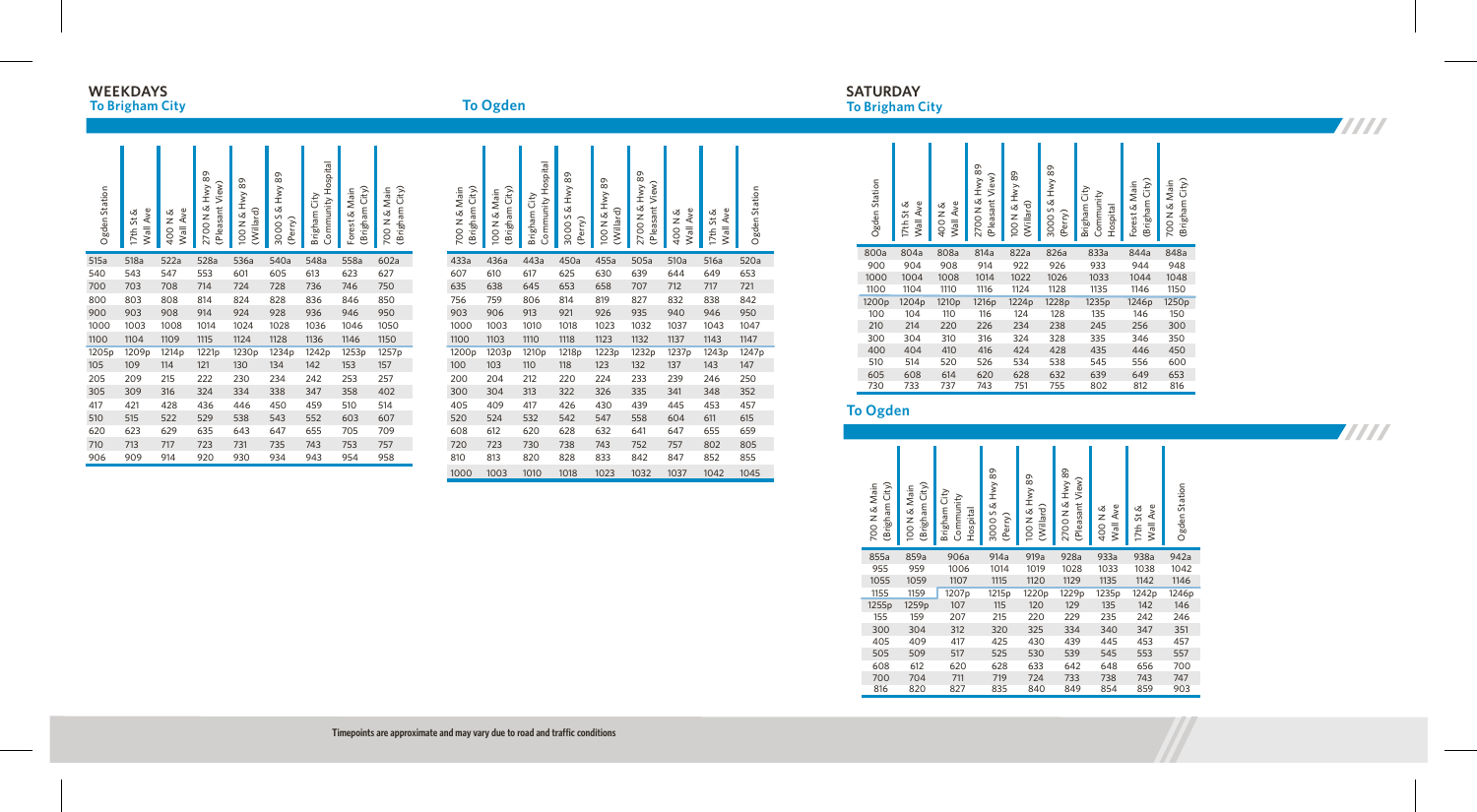## WEEKDAYS

### To Brigham City

| Ogden Station | 17th St & Wall Ave | 400 N & Wall Ave | 2700 N & Hwy 89 (Pleasant View) | 100 N & Hwy 89 (Willard) | 3000 S & Hwy 89 (Perry) | Brigham City Community Hospital | Forest & Main (Brigham City) | 700 N & Main (Brigham City) |
|---|---|---|---|---|---|---|---|---|
| 515a | 518a | 522a | 528a | 536a | 540a | 548a | 558a | 602a |
| 540 | 543 | 547 | 553 | 601 | 605 | 613 | 623 | 627 |
| 700 | 703 | 708 | 714 | 724 | 728 | 736 | 746 | 750 |
| 800 | 803 | 808 | 814 | 824 | 828 | 836 | 846 | 850 |
| 900 | 903 | 908 | 914 | 924 | 928 | 936 | 946 | 950 |
| 1000 | 1003 | 1008 | 1014 | 1024 | 1028 | 1036 | 1046 | 1050 |
| 1100 | 1104 | 1109 | 1115 | 1124 | 1128 | 1136 | 1146 | 1150 |
| 1205p | 1209p | 1214p | 1221p | 1230p | 1234p | 1242p | 1253p | 1257p |
| 105 | 109 | 114 | 121 | 130 | 134 | 142 | 153 | 157 |
| 205 | 209 | 215 | 222 | 230 | 234 | 242 | 253 | 257 |
| 305 | 309 | 316 | 324 | 334 | 338 | 347 | 358 | 402 |
| 417 | 421 | 428 | 436 | 446 | 450 | 459 | 510 | 514 |
| 510 | 515 | 522 | 529 | 538 | 543 | 552 | 603 | 607 |
| 620 | 623 | 629 | 635 | 643 | 647 | 655 | 705 | 709 |
| 710 | 713 | 717 | 723 | 731 | 735 | 743 | 753 | 757 |
| 906 | 909 | 914 | 920 | 930 | 934 | 943 | 954 | 958 |

### To Ogden

| 700 N & Main (Brigham City) | 100 N & Main (Brigham City) | Brigham City Community Hospital | 3000 S & Hwy 89 (Perry) | 100 N & Hwy 89 (Willard) | 2700 N & Hwy 89 (Pleasant View) | 400 N & Wall Ave | 17th St & Wall Ave | Ogden Station |
|---|---|---|---|---|---|---|---|---|
| 433a | 436a | 443a | 450a | 455a | 505a | 510a | 516a | 520a |
| 607 | 610 | 617 | 625 | 630 | 639 | 644 | 649 | 653 |
| 635 | 638 | 645 | 653 | 658 | 707 | 712 | 717 | 721 |
| 756 | 759 | 806 | 814 | 819 | 827 | 832 | 838 | 842 |
| 903 | 906 | 913 | 921 | 926 | 935 | 940 | 946 | 950 |
| 1000 | 1003 | 1010 | 1018 | 1023 | 1032 | 1037 | 1043 | 1047 |
| 1100 | 1103 | 1110 | 1118 | 1123 | 1132 | 1137 | 1143 | 1147 |
| 1200p | 1203p | 1210p | 1218p | 1223p | 1232p | 1237p | 1243p | 1247p |
| 100 | 103 | 110 | 118 | 123 | 132 | 137 | 143 | 147 |
| 200 | 204 | 212 | 220 | 224 | 233 | 239 | 246 | 250 |
| 300 | 304 | 313 | 322 | 326 | 335 | 341 | 348 | 352 |
| 405 | 409 | 417 | 426 | 430 | 439 | 445 | 453 | 457 |
| 520 | 524 | 532 | 542 | 547 | 558 | 604 | 611 | 615 |
| 608 | 612 | 620 | 628 | 632 | 641 | 647 | 655 | 659 |
| 720 | 723 | 730 | 738 | 743 | 752 | 757 | 802 | 805 |
| 810 | 813 | 820 | 828 | 833 | 842 | 847 | 852 | 855 |
| 1000 | 1003 | 1010 | 1018 | 1023 | 1032 | 1037 | 1042 | 1045 |

## SATURDAY

### To Brigham City

| Ogden Station | 17th St & Wall Ave | 400 N & Wall Ave | 2700 N & Hwy 89 (Pleasant View) | 100 N & Hwy 89 (Willard) | 3000 S & Hwy 89 (Perry) | Brigham City Community Hospital | Forest & Main (Brigham City) | 700 N & Main (Brigham City) |
|---|---|---|---|---|---|---|---|---|
| 800a | 804a | 808a | 814a | 822a | 826a | 833a | 844a | 848a |
| 900 | 904 | 908 | 914 | 922 | 926 | 933 | 944 | 948 |
| 1000 | 1004 | 1008 | 1014 | 1022 | 1026 | 1033 | 1044 | 1048 |
| 1100 | 1104 | 1110 | 1116 | 1124 | 1128 | 1135 | 1146 | 1150 |
| 1200p | 1204p | 1210p | 1216p | 1224p | 1228p | 1235p | 1246p | 1250p |
| 100 | 104 | 110 | 116 | 124 | 128 | 135 | 146 | 150 |
| 210 | 214 | 220 | 226 | 234 | 238 | 245 | 256 | 300 |
| 300 | 304 | 310 | 316 | 324 | 328 | 335 | 346 | 350 |
| 400 | 404 | 410 | 416 | 424 | 428 | 435 | 446 | 450 |
| 510 | 514 | 520 | 526 | 534 | 538 | 545 | 556 | 600 |
| 605 | 608 | 614 | 620 | 628 | 632 | 639 | 649 | 653 |
| 730 | 733 | 737 | 743 | 751 | 755 | 802 | 812 | 816 |

### To Ogden

| 700 N & Main (Brigham City) | 100 N & Main (Brigham City) | Brigham City Community Hospital | 3000 S & Hwy 89 (Perry) | 100 N & Hwy 89 (Willard) | 2700 N & Hwy 89 (Pleasant View) | 400 N & Wall Ave | 17th St & Wall Ave | Ogden Station |
|---|---|---|---|---|---|---|---|---|
| 855a | 859a | 906a | 914a | 919a | 928a | 933a | 938a | 942a |
| 955 | 959 | 1006 | 1014 | 1019 | 1028 | 1033 | 1038 | 1042 |
| 1055 | 1059 | 1107 | 1115 | 1120 | 1129 | 1135 | 1142 | 1146 |
| 1155 | 1159 | 1207p | 1215p | 1220p | 1229p | 1235p | 1242p | 1246p |
| 1255p | 1259p | 107 | 115 | 120 | 129 | 135 | 142 | 146 |
| 155 | 159 | 207 | 215 | 220 | 229 | 235 | 242 | 246 |
| 300 | 304 | 312 | 320 | 325 | 334 | 340 | 347 | 351 |
| 405 | 409 | 417 | 425 | 430 | 439 | 445 | 453 | 457 |
| 505 | 509 | 517 | 525 | 530 | 539 | 545 | 553 | 557 |
| 608 | 612 | 620 | 628 | 633 | 642 | 648 | 656 | 700 |
| 700 | 704 | 711 | 719 | 724 | 733 | 738 | 743 | 747 |
| 816 | 820 | 827 | 835 | 840 | 849 | 854 | 859 | 903 |

**Timepoints are approximate and may vary due to road and traffic conditions**